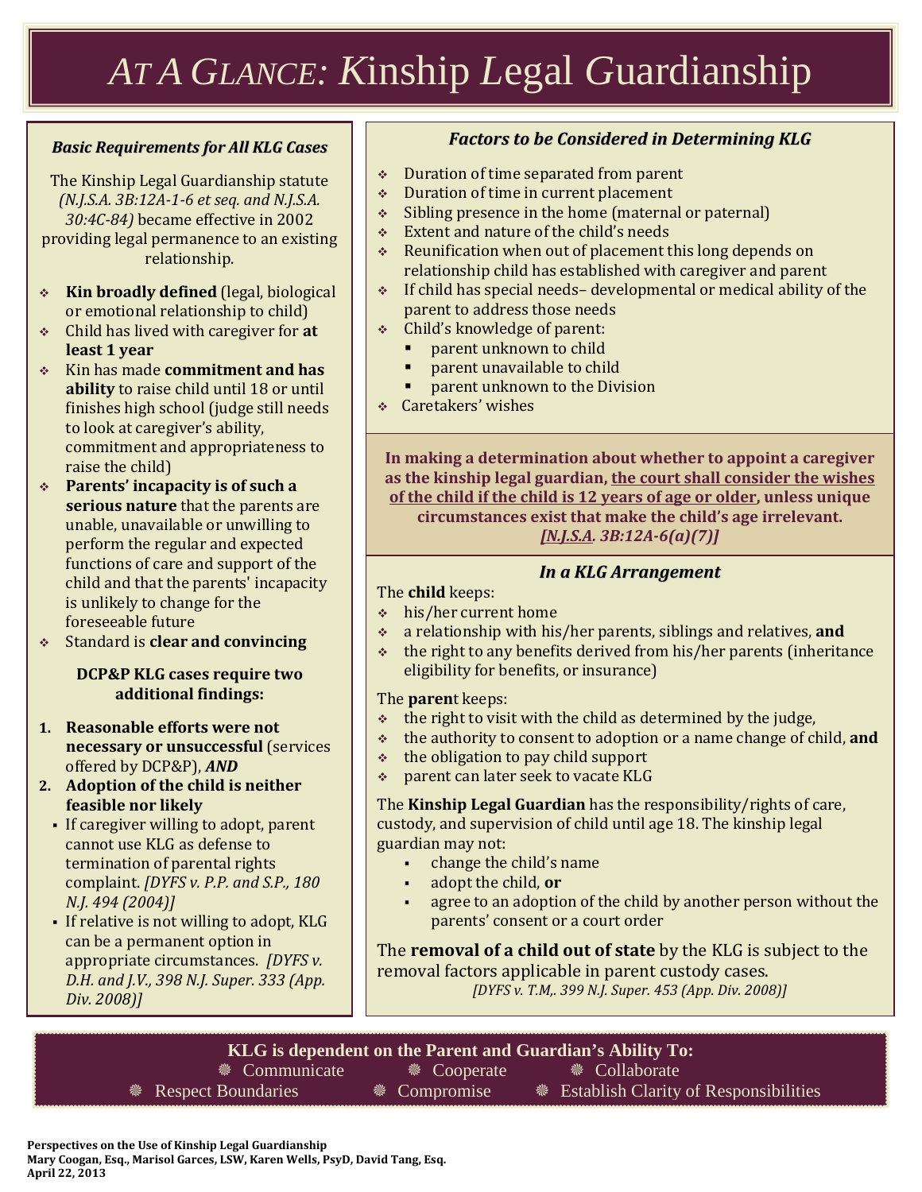# *AT A GLANCE: K*inship *L*egal *G*uardianship

### *Basic Requirements for All KLG Cases*

The Kinship Legal Guardianship statute *(N.J.S.A. 3B:12A-1-6 et seq. and N.J.S.A. 30:4C-84)* became effective in 2002 providing legal permanence to an existing relationship.

- **Kin broadly defined** (legal, biological or emotional relationship to child)
- Child has lived with caregiver for **at least 1 year**
- Kin has made **commitment and has ability** to raise child until 18 or until finishes high school (judge still needs to look at caregiver's ability, commitment and appropriateness to raise the child)
- **Parents' incapacity is of such a serious nature** that the parents are unable, unavailable or unwilling to perform the regular and expected functions of care and support of the child and that the parents' incapacity is unlikely to change for the foreseeable future
- Standard is **clear and convincing**

**DCP&P KLG cases require two additional findings:**

1. **Reasonable efforts were not necessary or unsuccessful** (services offered by DCP&P), ***AND***
2. **Adoption of the child is neither feasible nor likely**
   - If caregiver willing to adopt, parent cannot use KLG as defense to termination of parental rights complaint. *[DYFS v. P.P. and S.P., 180 N.J. 494 (2004)]*
   - If relative is not willing to adopt, KLG can be a permanent option in appropriate circumstances. *[DYFS v. D.H. and J.V., 398 N.J. Super. 333 (App. Div. 2008)]*

### *Factors to be Considered in Determining KLG*

- Duration of time separated from parent
- Duration of time in current placement
- Sibling presence in the home (maternal or paternal)
- Extent and nature of the child's needs
- Reunification when out of placement this long depends on relationship child has established with caregiver and parent
- If child has special needs– developmental or medical ability of the parent to address those needs
- Child's knowledge of parent:
  - parent unknown to child
  - parent unavailable to child
  - parent unknown to the Division
- Caretakers' wishes

**In making a determination about whether to appoint a caregiver as the kinship legal guardian, <u>the court shall consider the wishes of the child if the child is 12 years of age or older</u>, unless unique circumstances exist that make the child's age irrelevant. *[<u>N.J.S.A</u>. 3B:12A-6(a)(7)]***

### *In a KLG Arrangement*

The **child** keeps:

- his/her current home
- a relationship with his/her parents, siblings and relatives, **and**
- the right to any benefits derived from his/her parents (inheritance eligibility for benefits, or insurance)

The **parent** keeps:

- the right to visit with the child as determined by the judge,
- the authority to consent to adoption or a name change of child, **and**
- the obligation to pay child support
- parent can later seek to vacate KLG

The **Kinship Legal Guardian** has the responsibility/rights of care, custody, and supervision of child until age 18. The kinship legal guardian may not:

- change the child's name
- adopt the child, **or**
- agree to an adoption of the child by another person without the parents' consent or a court order

The **removal of a child out of state** by the KLG is subject to the removal factors applicable in parent custody cases.
*[DYFS v. T.M,. 399 N.J. Super. 453 (App. Div. 2008)]*

**KLG is dependent on the Parent and Guardian's Ability To:**

- Communicate
- Cooperate
- Collaborate
- Respect Boundaries
- Compromise
- Establish Clarity of Responsibilities

**Perspectives on the Use of Kinship Legal Guardianship**
**Mary Coogan, Esq., Marisol Garces, LSW, Karen Wells, PsyD, David Tang, Esq.**
**April 22, 2013**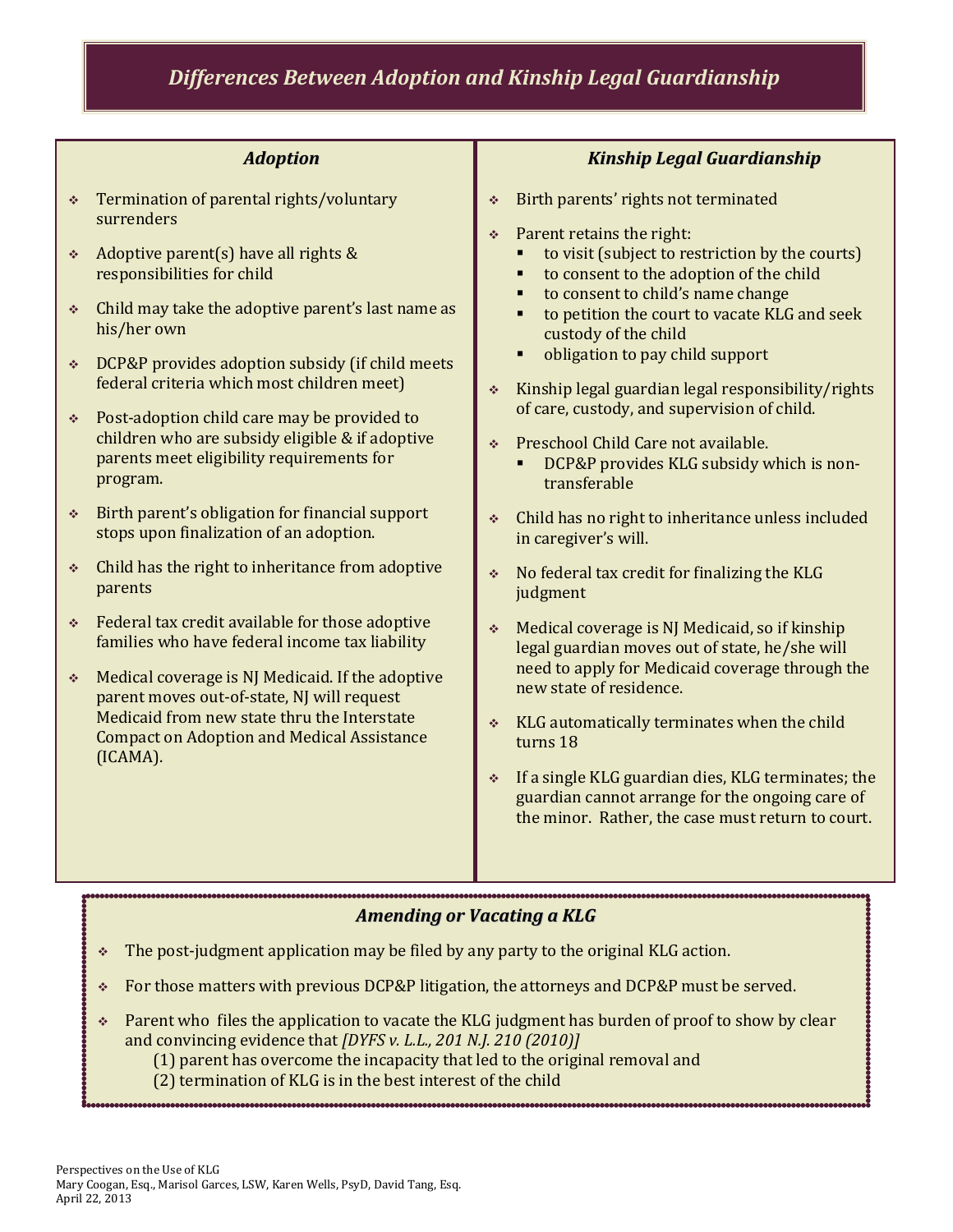# *Differences Between Adoption and Kinship Legal Guardianship*

## *Adoption*

- Termination of parental rights/voluntary surrenders
- Adoptive parent(s) have all rights & responsibilities for child
- Child may take the adoptive parent's last name as his/her own
- DCP&P provides adoption subsidy (if child meets federal criteria which most children meet)
- Post-adoption child care may be provided to children who are subsidy eligible & if adoptive parents meet eligibility requirements for program.
- Birth parent's obligation for financial support stops upon finalization of an adoption.
- Child has the right to inheritance from adoptive parents
- Federal tax credit available for those adoptive families who have federal income tax liability
- Medical coverage is NJ Medicaid. If the adoptive parent moves out-of-state, NJ will request Medicaid from new state thru the Interstate Compact on Adoption and Medical Assistance (ICAMA).

## *Kinship Legal Guardianship*

- Birth parents' rights not terminated
- Parent retains the right:
  - to visit (subject to restriction by the courts)
  - to consent to the adoption of the child
  - to consent to child's name change
  - to petition the court to vacate KLG and seek custody of the child
  - obligation to pay child support
- Kinship legal guardian legal responsibility/rights of care, custody, and supervision of child.
- Preschool Child Care not available.
  - DCP&P provides KLG subsidy which is non-transferable
- Child has no right to inheritance unless included in caregiver's will.
- No federal tax credit for finalizing the KLG judgment
- Medical coverage is NJ Medicaid, so if kinship legal guardian moves out of state, he/she will need to apply for Medicaid coverage through the new state of residence.
- KLG automatically terminates when the child turns 18
- If a single KLG guardian dies, KLG terminates; the guardian cannot arrange for the ongoing care of the minor. Rather, the case must return to court.

## *Amending or Vacating a KLG*

- The post-judgment application may be filed by any party to the original KLG action.
- For those matters with previous DCP&P litigation, the attorneys and DCP&P must be served.
- Parent who files the application to vacate the KLG judgment has burden of proof to show by clear and convincing evidence that *[DYFS v. L.L., 201 N.J. 210 (2010)]*
  (1) parent has overcome the incapacity that led to the original removal and
  (2) termination of KLG is in the best interest of the child

Perspectives on the Use of KLG
Mary Coogan, Esq., Marisol Garces, LSW, Karen Wells, PsyD, David Tang, Esq.
April 22, 2013